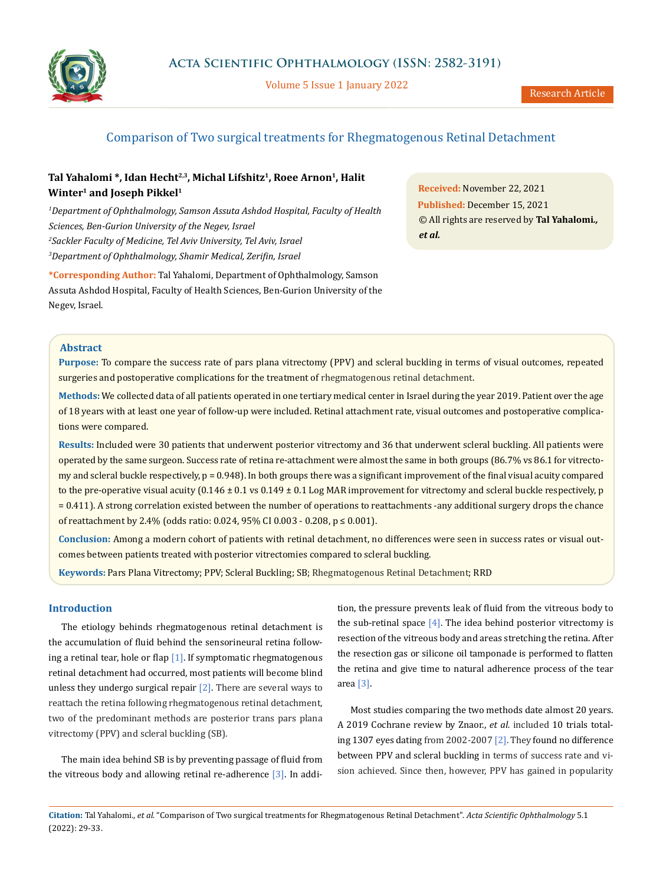# Comparison of Two surgical treatments for Rhegmatogenous Retinal Detachment

**Tal Yahalomi *, Idan Hecht[2,3], Michal Lifshitz[1], Roee Arnon[1], Halit Winter[1] and Joseph Pikkel[1]**

*[1]Department of Ophthalmology, Samson Assuta Ashdod Hospital, Faculty of Health Sciences, Ben-Gurion University of the Negev, Israel*

*[2]Sackler Faculty of Medicine, Tel Aviv University, Tel Aviv, Israel*

*[3]Department of Ophthalmology, Shamir Medical, Zerifin, Israel*

**\*Corresponding Author:** Tal Yahalomi, Department of Ophthalmology, Samson Assuta Ashdod Hospital, Faculty of Health Sciences, Ben-Gurion University of the Negev, Israel.

**Received:** November 22, 2021
**Published:** December 15, 2021
© All rights are reserved by **Tal Yahalomi., *et al.***

## Abstract

**Purpose:** To compare the success rate of pars plana vitrectomy (PPV) and scleral buckling in terms of visual outcomes, repeated surgeries and postoperative complications for the treatment of rhegmatogenous retinal detachment.

**Methods:** We collected data of all patients operated in one tertiary medical center in Israel during the year 2019. Patient over the age of 18 years with at least one year of follow-up were included. Retinal attachment rate, visual outcomes and postoperative complications were compared.

**Results:** Included were 30 patients that underwent posterior vitrectomy and 36 that underwent scleral buckling. All patients were operated by the same surgeon. Success rate of retina re-attachment were almost the same in both groups (86.7% vs 86.1 for vitrectomy and scleral buckle respectively, p = 0.948). In both groups there was a significant improvement of the final visual acuity compared to the pre-operative visual acuity (0.146 ± 0.1 vs 0.149 ± 0.1 Log MAR improvement for vitrectomy and scleral buckle respectively, p = 0.411). A strong correlation existed between the number of operations to reattachments -any additional surgery drops the chance of reattachment by 2.4% (odds ratio: 0.024, 95% CI 0.003 - 0.208, p ≤ 0.001).

**Conclusion:** Among a modern cohort of patients with retinal detachment, no differences were seen in success rates or visual outcomes between patients treated with posterior vitrectomies compared to scleral buckling.

**Keywords:** Pars Plana Vitrectomy; PPV; Scleral Buckling; SB; Rhegmatogenous Retinal Detachment; RRD

## Introduction

The etiology behinds rhegmatogenous retinal detachment is the accumulation of fluid behind the sensorineural retina following a retinal tear, hole or flap [1]. If symptomatic rhegmatogenous retinal detachment had occurred, most patients will become blind unless they undergo surgical repair [2]. There are several ways to reattach the retina following rhegmatogenous retinal detachment, two of the predominant methods are posterior trans pars plana vitrectomy (PPV) and scleral buckling (SB).

The main idea behind SB is by preventing passage of fluid from the vitreous body and allowing retinal re-adherence [3]. In addition, the pressure prevents leak of fluid from the vitreous body to the sub-retinal space [4]. The idea behind posterior vitrectomy is resection of the vitreous body and areas stretching the retina. After the resection gas or silicone oil tamponade is performed to flatten the retina and give time to natural adherence process of the tear area [3].

Most studies comparing the two methods date almost 20 years. A 2019 Cochrane review by Znaor., *et al.* included 10 trials totaling 1307 eyes dating from 2002-2007 [2]. They found no difference between PPV and scleral buckling in terms of success rate and vision achieved. Since then, however, PPV has gained in popularity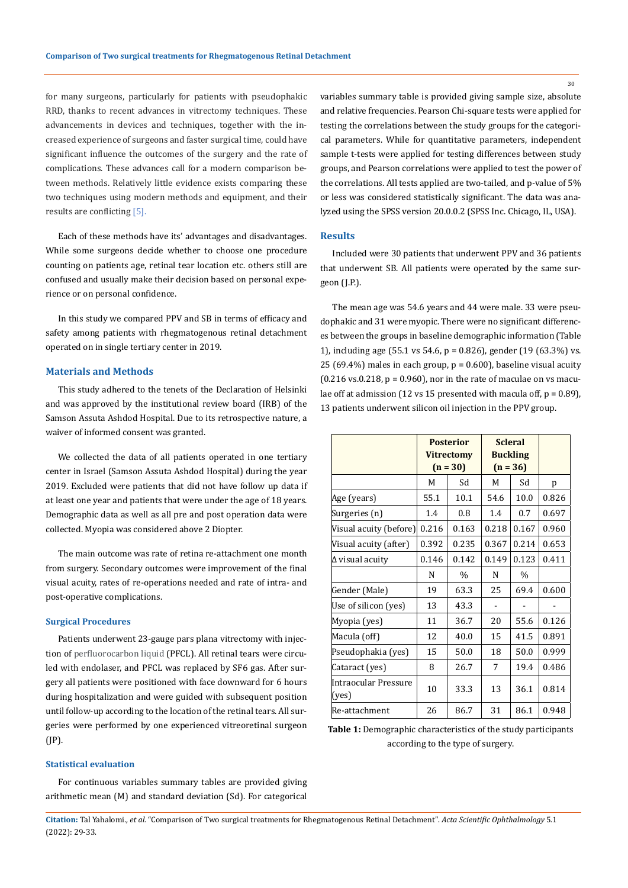for many surgeons, particularly for patients with pseudophakic RRD, thanks to recent advances in vitrectomy techniques. These advancements in devices and techniques, together with the increased experience of surgeons and faster surgical time, could have significant influence the outcomes of the surgery and the rate of complications. These advances call for a modern comparison between methods. Relatively little evidence exists comparing these two techniques using modern methods and equipment, and their results are conflicting [5].

Each of these methods have its' advantages and disadvantages. While some surgeons decide whether to choose one procedure counting on patients age, retinal tear location etc. others still are confused and usually make their decision based on personal experience or on personal confidence.

In this study we compared PPV and SB in terms of efficacy and safety among patients with rhegmatogenous retinal detachment operated on in single tertiary center in 2019.

## Materials and Methods

This study adhered to the tenets of the Declaration of Helsinki and was approved by the institutional review board (IRB) of the Samson Assuta Ashdod Hospital. Due to its retrospective nature, a waiver of informed consent was granted.

We collected the data of all patients operated in one tertiary center in Israel (Samson Assuta Ashdod Hospital) during the year 2019. Excluded were patients that did not have follow up data if at least one year and patients that were under the age of 18 years. Demographic data as well as all pre and post operation data were collected. Myopia was considered above 2 Diopter.

The main outcome was rate of retina re-attachment one month from surgery. Secondary outcomes were improvement of the final visual acuity, rates of re-operations needed and rate of intra- and post-operative complications.

### Surgical Procedures

Patients underwent 23-gauge pars plana vitrectomy with injection of perfluorocarbon liquid (PFCL). All retinal tears were circuled with endolaser, and PFCL was replaced by SF6 gas. After surgery all patients were positioned with face downward for 6 hours during hospitalization and were guided with subsequent position until follow-up according to the location of the retinal tears. All surgeries were performed by one experienced vitreoretinal surgeon (JP).

### Statistical evaluation

For continuous variables summary tables are provided giving arithmetic mean (M) and standard deviation (Sd). For categorical variables summary table is provided giving sample size, absolute and relative frequencies. Pearson Chi-square tests were applied for testing the correlations between the study groups for the categorical parameters. While for quantitative parameters, independent sample t-tests were applied for testing differences between study groups, and Pearson correlations were applied to test the power of the correlations. All tests applied are two-tailed, and p-value of 5% or less was considered statistically significant. The data was analyzed using the SPSS version 20.0.0.2 (SPSS Inc. Chicago, IL, USA).

## Results

Included were 30 patients that underwent PPV and 36 patients that underwent SB. All patients were operated by the same surgeon (J.P.).

The mean age was 54.6 years and 44 were male. 33 were pseudophakic and 31 were myopic. There were no significant differences between the groups in baseline demographic information (Table 1), including age (55.1 vs 54.6, p = 0.826), gender (19 (63.3%) vs. 25 (69.4%) males in each group, p = 0.600), baseline visual acuity (0.216 vs.0.218, p = 0.960), nor in the rate of maculae on vs maculae off at admission (12 vs 15 presented with macula off, p = 0.89), 13 patients underwent silicon oil injection in the PPV group.

| | Posterior Vitrectomy (n = 30) | | Scleral Buckling (n = 36) | | |
|---|---|---|---|---|---|
| | M | Sd | M | Sd | p |
| Age (years) | 55.1 | 10.1 | 54.6 | 10.0 | 0.826 |
| Surgeries (n) | 1.4 | 0.8 | 1.4 | 0.7 | 0.697 |
| Visual acuity (before) | 0.216 | 0.163 | 0.218 | 0.167 | 0.960 |
| Visual acuity (after) | 0.392 | 0.235 | 0.367 | 0.214 | 0.653 |
| Δ visual acuity | 0.146 | 0.142 | 0.149 | 0.123 | 0.411 |
| | N | % | N | % | |
| Gender (Male) | 19 | 63.3 | 25 | 69.4 | 0.600 |
| Use of silicon (yes) | 13 | 43.3 | - | - | - |
| Myopia (yes) | 11 | 36.7 | 20 | 55.6 | 0.126 |
| Macula (off) | 12 | 40.0 | 15 | 41.5 | 0.891 |
| Pseudophakia (yes) | 15 | 50.0 | 18 | 50.0 | 0.999 |
| Cataract (yes) | 8 | 26.7 | 7 | 19.4 | 0.486 |
| Intraocular Pressure (yes) | 10 | 33.3 | 13 | 36.1 | 0.814 |
| Re-attachment | 26 | 86.7 | 31 | 86.1 | 0.948 |

**Table 1:** Demographic characteristics of the study participants according to the type of surgery.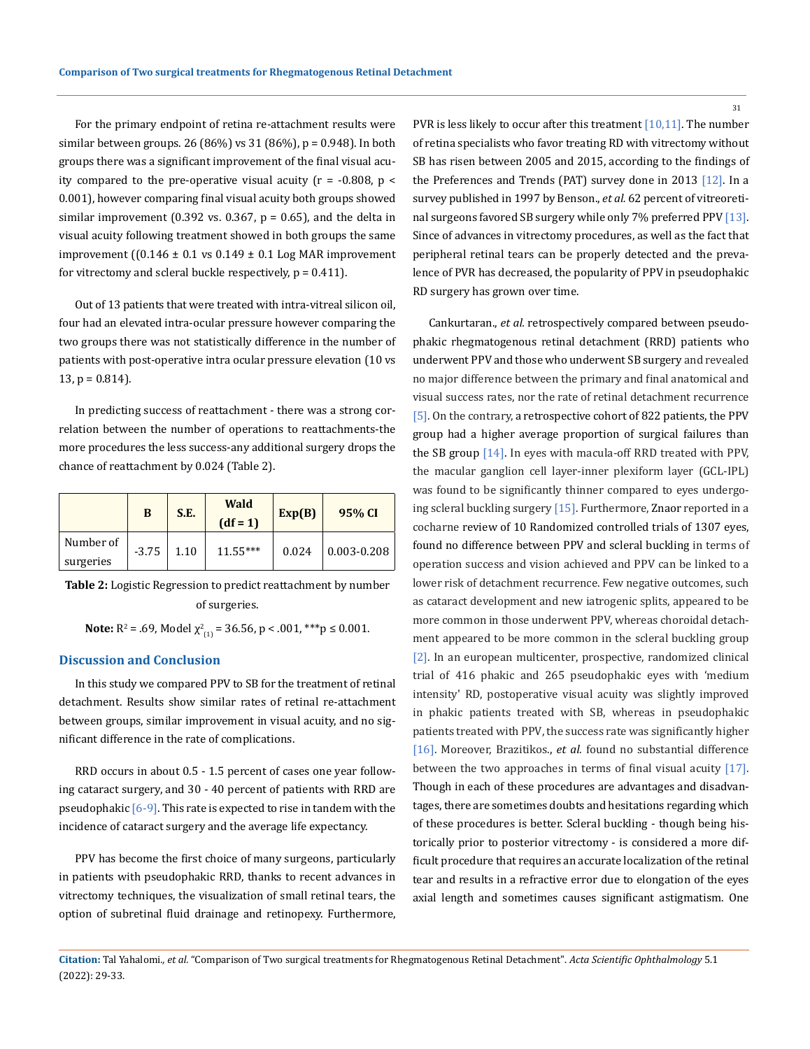For the primary endpoint of retina re-attachment results were similar between groups. 26 (86%) vs 31 (86%), $p = 0.948$). In both groups there was a significant improvement of the final visual acuity compared to the pre-operative visual acuity ($r = -0.808$, $p < 0.001$), however comparing final visual acuity both groups showed similar improvement (0.392 vs. 0.367, $p = 0.65$), and the delta in visual acuity following treatment showed in both groups the same improvement ((0.146 ± 0.1 vs 0.149 ± 0.1 Log MAR improvement for vitrectomy and scleral buckle respectively, $p = 0.411$).

Out of 13 patients that were treated with intra-vitreal silicon oil, four had an elevated intra-ocular pressure however comparing the two groups there was not statistically difference in the number of patients with post-operative intra ocular pressure elevation (10 vs 13, $p = 0.814$).

In predicting success of reattachment - there was a strong correlation between the number of operations to reattachments-the more procedures the less success-any additional surgery drops the chance of reattachment by 0.024 (Table 2).

| | B | S.E. | Wald (df = 1) | Exp(B) | 95% CI |
|---|---|---|---|---|---|
| Number of surgeries | -3.75 | 1.10 | 11.55*** | 0.024 | 0.003-0.208 |

**Table 2:** Logistic Regression to predict reattachment by number of surgeries.

**Note:** $R^2 = .69$, Model $\chi^2_{(1)} = 36.56$, $p < .001$, ***$p \leq 0.001$.

## Discussion and Conclusion

In this study we compared PPV to SB for the treatment of retinal detachment. Results show similar rates of retinal re-attachment between groups, similar improvement in visual acuity, and no significant difference in the rate of complications.

RRD occurs in about 0.5 - 1.5 percent of cases one year following cataract surgery, and 30 - 40 percent of patients with RRD are pseudophakic [6-9]. This rate is expected to rise in tandem with the incidence of cataract surgery and the average life expectancy.

PPV has become the first choice of many surgeons, particularly in patients with pseudophakic RRD, thanks to recent advances in vitrectomy techniques, the visualization of small retinal tears, the option of subretinal fluid drainage and retinopexy. Furthermore, PVR is less likely to occur after this treatment [10,11]. The number of retina specialists who favor treating RD with vitrectomy without SB has risen between 2005 and 2015, according to the findings of the Preferences and Trends (PAT) survey done in 2013 [12]. In a survey published in 1997 by Benson., *et al.* 62 percent of vitreoretinal surgeons favored SB surgery while only 7% preferred PPV [13]. Since of advances in vitrectomy procedures, as well as the fact that peripheral retinal tears can be properly detected and the prevalence of PVR has decreased, the popularity of PPV in pseudophakic RD surgery has grown over time.

Cankurtaran., *et al.* retrospectively compared between pseudophakic rhegmatogenous retinal detachment (RRD) patients who underwent PPV and those who underwent SB surgery and revealed no major difference between the primary and final anatomical and visual success rates, nor the rate of retinal detachment recurrence [5]. On the contrary, a retrospective cohort of 822 patients, the PPV group had a higher average proportion of surgical failures than the SB group [14]. In eyes with macula-off RRD treated with PPV, the macular ganglion cell layer-inner plexiform layer (GCL-IPL) was found to be significantly thinner compared to eyes undergoing scleral buckling surgery [15]. Furthermore, Znaor reported in a cocharne review of 10 Randomized controlled trials of 1307 eyes, found no difference between PPV and scleral buckling in terms of operation success and vision achieved and PPV can be linked to a lower risk of detachment recurrence. Few negative outcomes, such as cataract development and new iatrogenic splits, appeared to be more common in those underwent PPV, whereas choroidal detachment appeared to be more common in the scleral buckling group [2]. In an european multicenter, prospective, randomized clinical trial of 416 phakic and 265 pseudophakic eyes with 'medium intensity' RD, postoperative visual acuity was slightly improved in phakic patients treated with SB, whereas in pseudophakic patients treated with PPV, the success rate was significantly higher [16]. Moreover, Brazitikos., *et al.* found no substantial difference between the two approaches in terms of final visual acuity [17]. Though in each of these procedures are advantages and disadvantages, there are sometimes doubts and hesitations regarding which of these procedures is better. Scleral buckling - though being historically prior to posterior vitrectomy - is considered a more difficult procedure that requires an accurate localization of the retinal tear and results in a refractive error due to elongation of the eyes axial length and sometimes causes significant astigmatism. One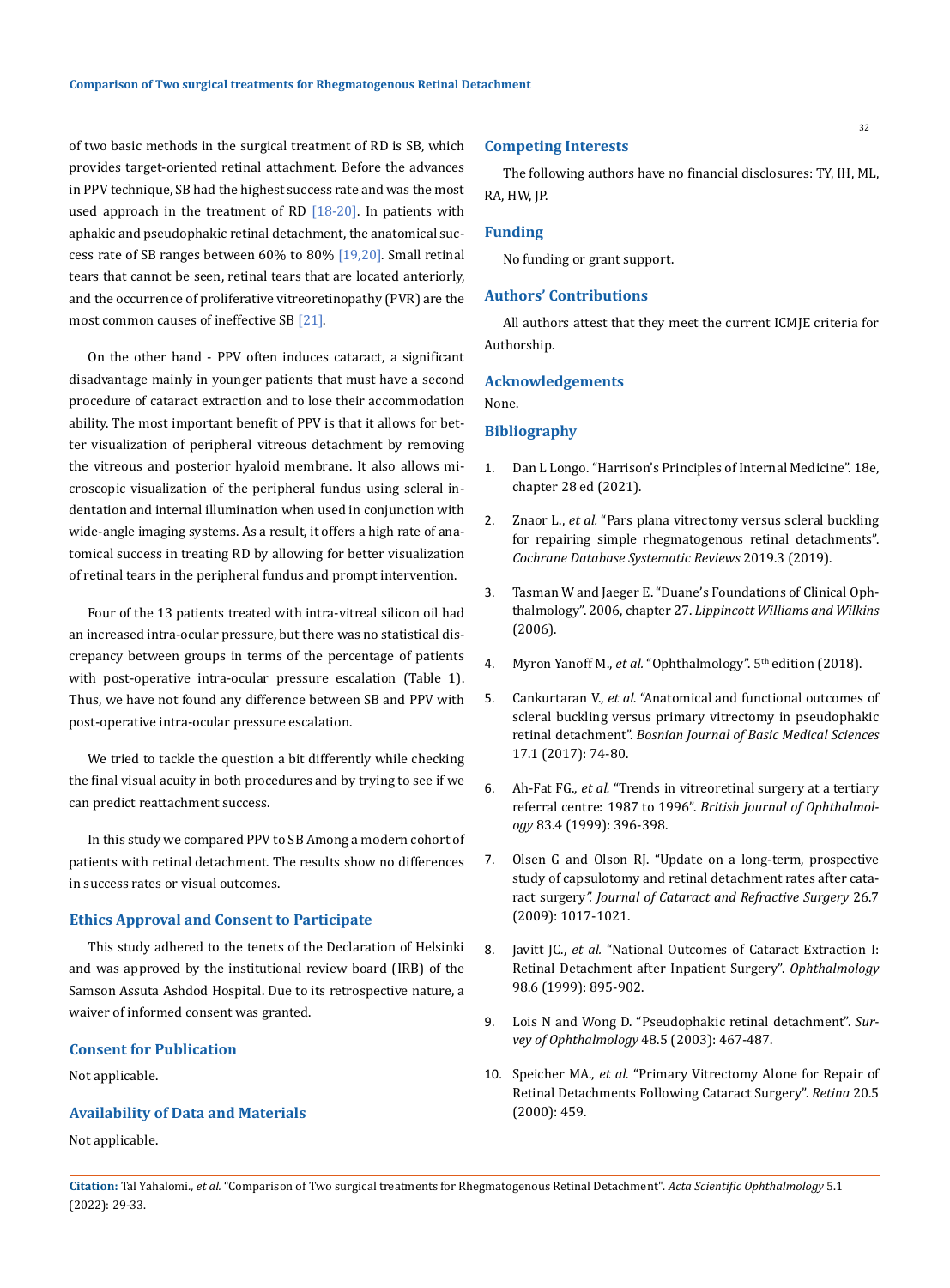of two basic methods in the surgical treatment of RD is SB, which provides target-oriented retinal attachment. Before the advances in PPV technique, SB had the highest success rate and was the most used approach in the treatment of RD [18-20]. In patients with aphakic and pseudophakic retinal detachment, the anatomical success rate of SB ranges between 60% to 80% [19,20]. Small retinal tears that cannot be seen, retinal tears that are located anteriorly, and the occurrence of proliferative vitreoretinopathy (PVR) are the most common causes of ineffective SB [21].

On the other hand - PPV often induces cataract, a significant disadvantage mainly in younger patients that must have a second procedure of cataract extraction and to lose their accommodation ability. The most important benefit of PPV is that it allows for better visualization of peripheral vitreous detachment by removing the vitreous and posterior hyaloid membrane. It also allows microscopic visualization of the peripheral fundus using scleral indentation and internal illumination when used in conjunction with wide-angle imaging systems. As a result, it offers a high rate of anatomical success in treating RD by allowing for better visualization of retinal tears in the peripheral fundus and prompt intervention.

Four of the 13 patients treated with intra-vitreal silicon oil had an increased intra-ocular pressure, but there was no statistical discrepancy between groups in terms of the percentage of patients with post-operative intra-ocular pressure escalation (Table 1). Thus, we have not found any difference between SB and PPV with post-operative intra-ocular pressure escalation.

We tried to tackle the question a bit differently while checking the final visual acuity in both procedures and by trying to see if we can predict reattachment success.

In this study we compared PPV to SB Among a modern cohort of patients with retinal detachment. The results show no differences in success rates or visual outcomes.

## Ethics Approval and Consent to Participate

This study adhered to the tenets of the Declaration of Helsinki and was approved by the institutional review board (IRB) of the Samson Assuta Ashdod Hospital. Due to its retrospective nature, a waiver of informed consent was granted.

## Consent for Publication

Not applicable.

## Availability of Data and Materials

Not applicable.

## Competing Interests

The following authors have no financial disclosures: TY, IH, ML, RA, HW, JP.

## Funding

No funding or grant support.

## Authors' Contributions

All authors attest that they meet the current ICMJE criteria for Authorship.

## Acknowledgements

None.

## Bibliography

1. Dan L Longo. "Harrison's Principles of Internal Medicine". 18e, chapter 28 ed (2021).
2. Znaor L., *et al.* "Pars plana vitrectomy versus scleral buckling for repairing simple rhegmatogenous retinal detachments". *Cochrane Database Systematic Reviews* 2019.3 (2019).
3. Tasman W and Jaeger E. "Duane's Foundations of Clinical Ophthalmology". 2006, chapter 27. *Lippincott Williams and Wilkins* (2006).
4. Myron Yanoff M., *et al.* "Ophthalmology". 5th edition (2018).
5. Cankurtaran V., *et al.* "Anatomical and functional outcomes of scleral buckling versus primary vitrectomy in pseudophakic retinal detachment". *Bosnian Journal of Basic Medical Sciences* 17.1 (2017): 74-80.
6. Ah-Fat FG., *et al.* "Trends in vitreoretinal surgery at a tertiary referral centre: 1987 to 1996". *British Journal of Ophthalmology* 83.4 (1999): 396-398.
7. Olsen G and Olson RJ. "Update on a long-term, prospective study of capsulotomy and retinal detachment rates after cataract surgery". *Journal of Cataract and Refractive Surgery* 26.7 (2009): 1017-1021.
8. Javitt JC., *et al.* "National Outcomes of Cataract Extraction I: Retinal Detachment after Inpatient Surgery". *Ophthalmology* 98.6 (1999): 895-902.
9. Lois N and Wong D. "Pseudophakic retinal detachment". *Survey of Ophthalmology* 48.5 (2003): 467-487.
10. Speicher MA., *et al.* "Primary Vitrectomy Alone for Repair of Retinal Detachments Following Cataract Surgery". *Retina* 20.5 (2000): 459.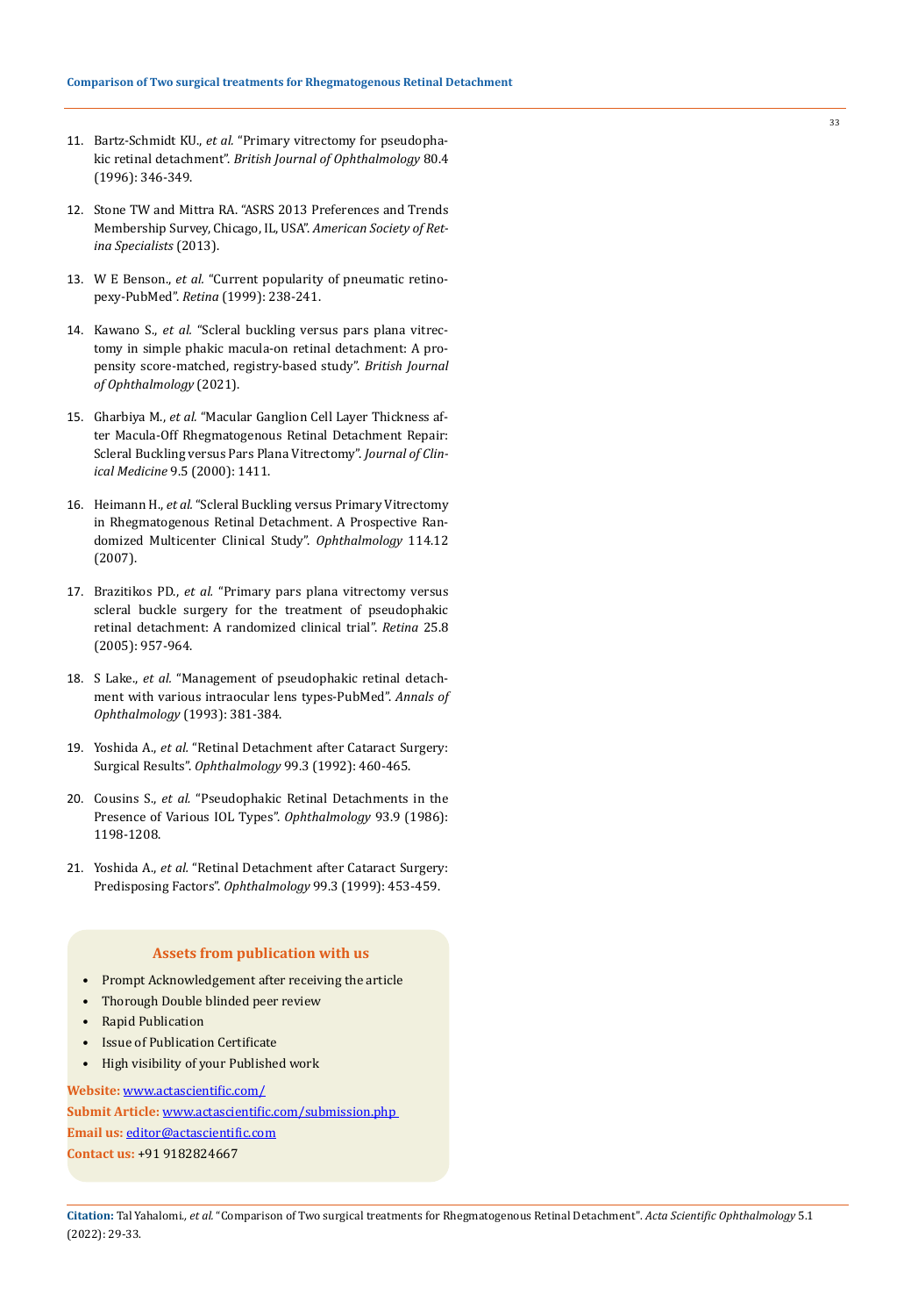11. Bartz-Schmidt KU., *et al.* "Primary vitrectomy for pseudophakic retinal detachment". *British Journal of Ophthalmology* 80.4 (1996): 346-349.

12. Stone TW and Mittra RA. "ASRS 2013 Preferences and Trends Membership Survey, Chicago, IL, USA". *American Society of Retina Specialists* (2013).

13. W E Benson., *et al.* "Current popularity of pneumatic retinopexy-PubMed". *Retina* (1999): 238-241.

14. Kawano S., *et al.* "Scleral buckling versus pars plana vitrectomy in simple phakic macula-on retinal detachment: A propensity score-matched, registry-based study". *British Journal of Ophthalmology* (2021).

15. Gharbiya M., *et al.* "Macular Ganglion Cell Layer Thickness after Macula-Off Rhegmatogenous Retinal Detachment Repair: Scleral Buckling versus Pars Plana Vitrectomy". *Journal of Clinical Medicine* 9.5 (2000): 1411.

16. Heimann H., *et al.* "Scleral Buckling versus Primary Vitrectomy in Rhegmatogenous Retinal Detachment. A Prospective Randomized Multicenter Clinical Study". *Ophthalmology* 114.12 (2007).

17. Brazitikos PD., *et al.* "Primary pars plana vitrectomy versus scleral buckle surgery for the treatment of pseudophakic retinal detachment: A randomized clinical trial". *Retina* 25.8 (2005): 957-964.

18. S Lake., *et al.* "Management of pseudophakic retinal detachment with various intraocular lens types-PubMed". *Annals of Ophthalmology* (1993): 381-384.

19. Yoshida A., *et al.* "Retinal Detachment after Cataract Surgery: Surgical Results". *Ophthalmology* 99.3 (1992): 460-465.

20. Cousins S., *et al.* "Pseudophakic Retinal Detachments in the Presence of Various IOL Types". *Ophthalmology* 93.9 (1986): 1198-1208.

21. Yoshida A., *et al.* "Retinal Detachment after Cataract Surgery: Predisposing Factors". *Ophthalmology* 99.3 (1999): 453-459.

**Assets from publication with us**

- Prompt Acknowledgement after receiving the article
- Thorough Double blinded peer review
- Rapid Publication
- Issue of Publication Certificate
- High visibility of your Published work

**Website:** www.actascientific.com/
**Submit Article:** www.actascientific.com/submission.php
**Email us:** editor@actascientific.com
**Contact us:** +91 9182824667

**Citation:** Tal Yahalomi., *et al.* "Comparison of Two surgical treatments for Rhegmatogenous Retinal Detachment". *Acta Scientific Ophthalmology* 5.1 (2022): 29-33.